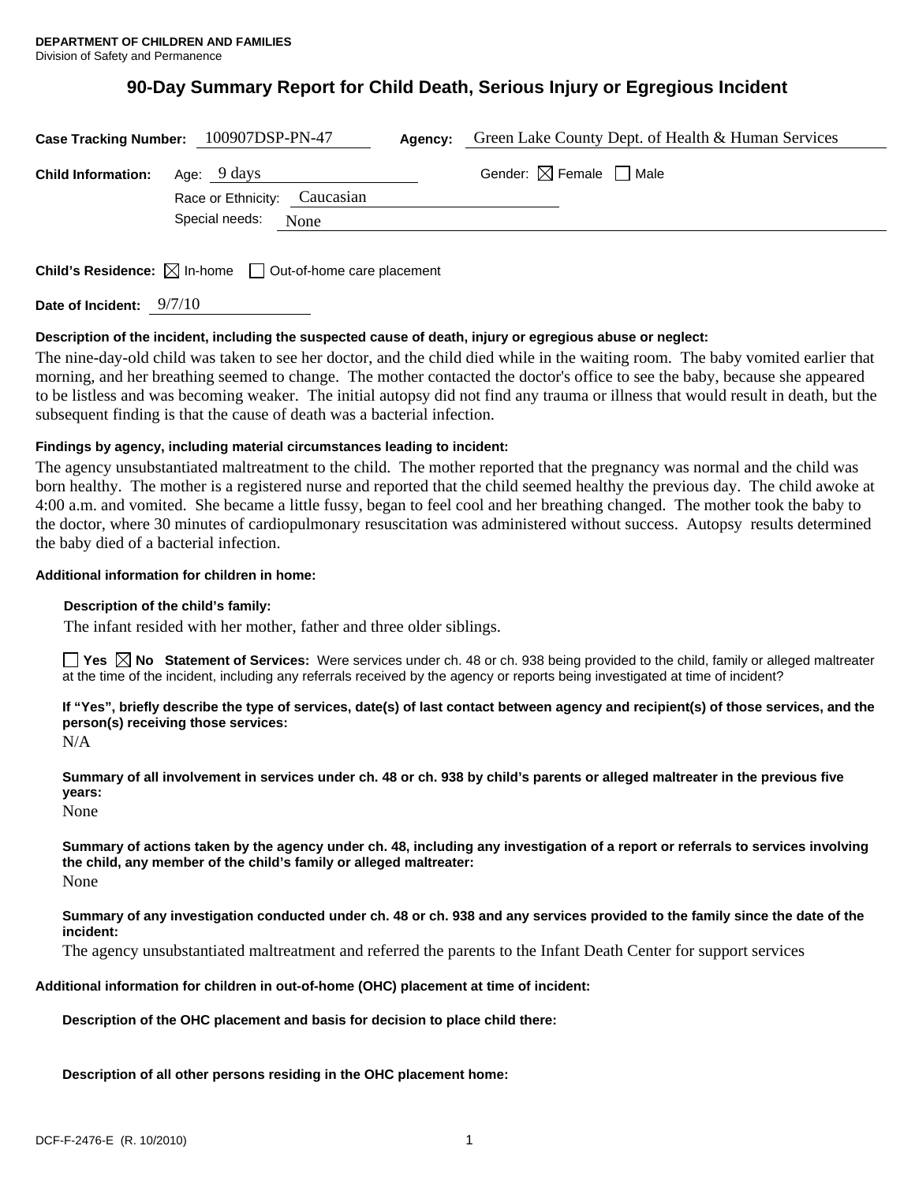**DEPARTMENT OF CHILDREN AND FAMILIES**
Division of Safety and Permanence

# 90-Day Summary Report for Child Death, Serious Injury or Egregious Incident

**Case Tracking Number:** 100907DSP-PN-47 **Agency:** Green Lake County Dept. of Health & Human Services

**Child Information:** Age: 9 days Gender: ☒ Female ☐ Male

Race or Ethnicity: Caucasian

Special needs: None

**Child's Residence:** ☒ In-home ☐ Out-of-home care placement

**Date of Incident:** 9/7/10

**Description of the incident, including the suspected cause of death, injury or egregious abuse or neglect:**

The nine-day-old child was taken to see her doctor, and the child died while in the waiting room. The baby vomited earlier that morning, and her breathing seemed to change. The mother contacted the doctor's office to see the baby, because she appeared to be listless and was becoming weaker. The initial autopsy did not find any trauma or illness that would result in death, but the subsequent finding is that the cause of death was a bacterial infection.

**Findings by agency, including material circumstances leading to incident:**

The agency unsubstantiated maltreatment to the child. The mother reported that the pregnancy was normal and the child was born healthy. The mother is a registered nurse and reported that the child seemed healthy the previous day. The child awoke at 4:00 a.m. and vomited. She became a little fussy, began to feel cool and her breathing changed. The mother took the baby to the doctor, where 30 minutes of cardiopulmonary resuscitation was administered without success. Autopsy results determined the baby died of a bacterial infection.

**Additional information for children in home:**

**Description of the child's family:**

The infant resided with her mother, father and three older siblings.

☐ **Yes** ☒ **No** **Statement of Services:** Were services under ch. 48 or ch. 938 being provided to the child, family or alleged maltreater at the time of the incident, including any referrals received by the agency or reports being investigated at time of incident?

**If "Yes", briefly describe the type of services, date(s) of last contact between agency and recipient(s) of those services, and the person(s) receiving those services:**

N/A

**Summary of all involvement in services under ch. 48 or ch. 938 by child's parents or alleged maltreater in the previous five years:**

None

**Summary of actions taken by the agency under ch. 48, including any investigation of a report or referrals to services involving the child, any member of the child's family or alleged maltreater:**

None

**Summary of any investigation conducted under ch. 48 or ch. 938 and any services provided to the family since the date of the incident:**

The agency unsubstantiated maltreatment and referred the parents to the Infant Death Center for support services

**Additional information for children in out-of-home (OHC) placement at time of incident:**

**Description of the OHC placement and basis for decision to place child there:**

**Description of all other persons residing in the OHC placement home:**

DCF-F-2476-E (R. 10/2010)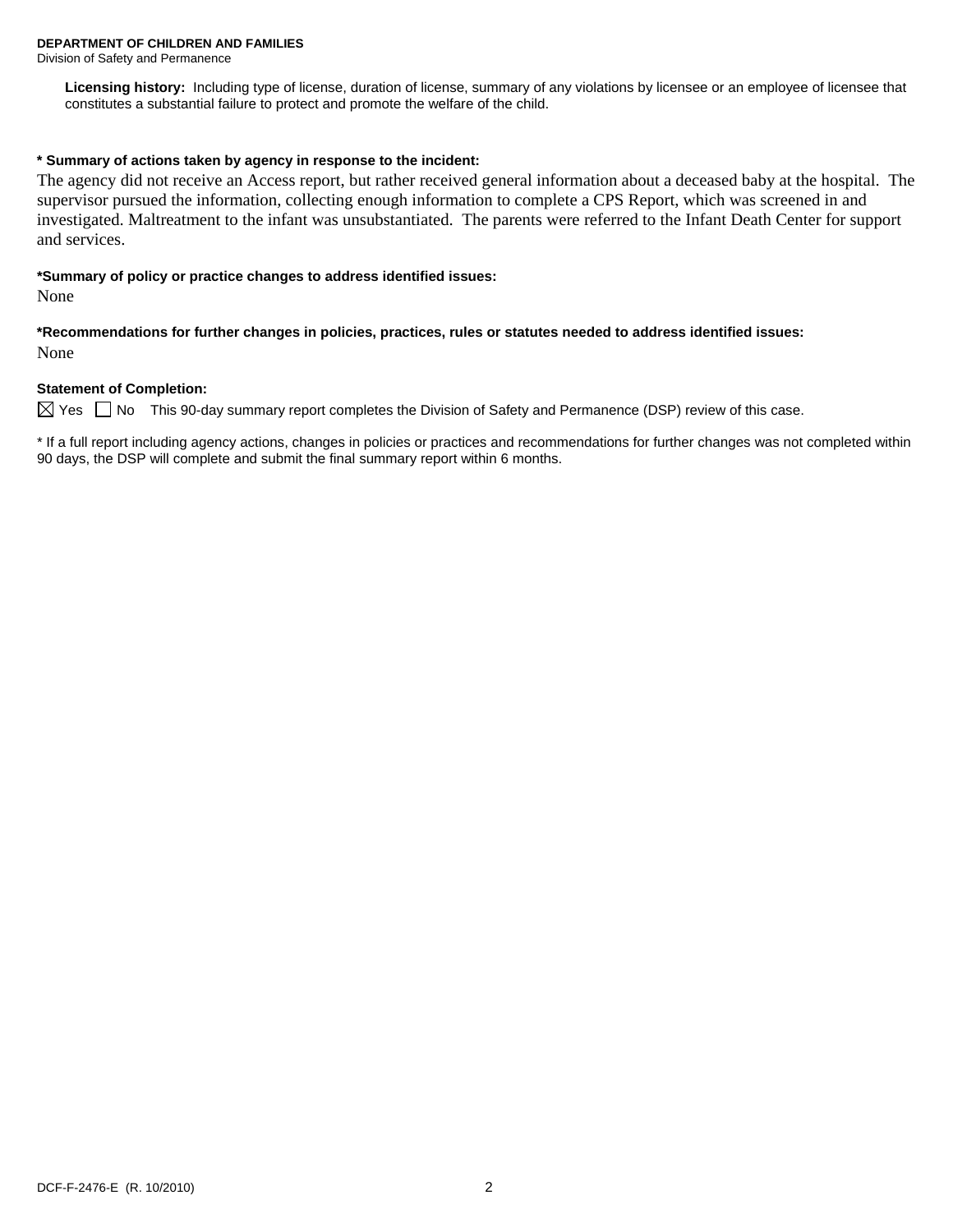**Licensing history:** Including type of license, duration of license, summary of any violations by licensee or an employee of licensee that constitutes a substantial failure to protect and promote the welfare of the child.

**\* Summary of actions taken by agency in response to the incident:**

The agency did not receive an Access report, but rather received general information about a deceased baby at the hospital. The supervisor pursued the information, collecting enough information to complete a CPS Report, which was screened in and investigated. Maltreatment to the infant was unsubstantiated. The parents were referred to the Infant Death Center for support and services.

**\*Summary of policy or practice changes to address identified issues:**

None

**\*Recommendations for further changes in policies, practices, rules or statutes needed to address identified issues:**

None

**Statement of Completion:**

☒ Yes ☐ No This 90-day summary report completes the Division of Safety and Permanence (DSP) review of this case.

\* If a full report including agency actions, changes in policies or practices and recommendations for further changes was not completed within 90 days, the DSP will complete and submit the final summary report within 6 months.